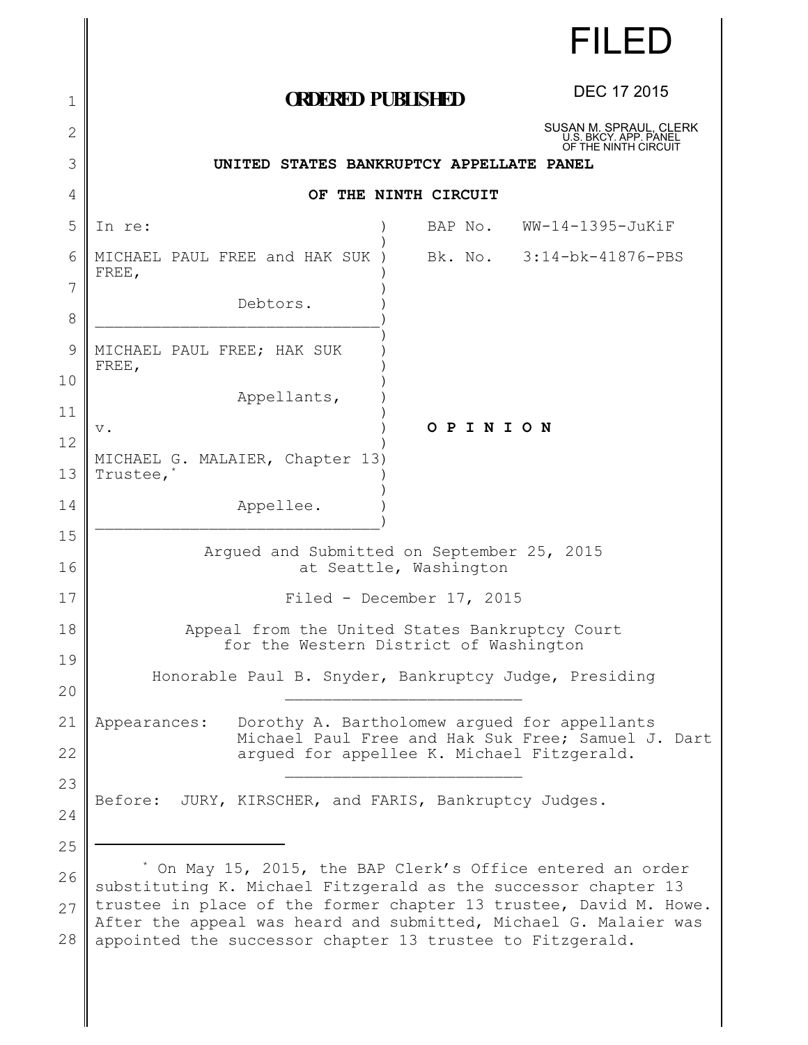FILED

DEC 17 2015

SUSAN M. SPRAUL, CLERK
U.S. BKCY. APP. PANEL
OF THE NINTH CIRCUIT

**ORDERED PUBLISHED**

**UNITED STATES BANKRUPTCY APPELLATE PANEL**

**OF THE NINTH CIRCUIT**

| | |
|---|---|
| In re: | BAP No. WW-14-1395-JuKiF |
| MICHAEL PAUL FREE and HAK SUK FREE, Debtors. | Bk. No. 3:14-bk-41876-PBS |
| MICHAEL PAUL FREE; HAK SUK FREE, Appellants, | |
| v. | **O P I N I O N** |
| MICHAEL G. MALAIER, Chapter 13 Trustee,[*] Appellee. | |

Argued and Submitted on September 25, 2015
at Seattle, Washington

Filed - December 17, 2015

Appeal from the United States Bankruptcy Court
for the Western District of Washington

Honorable Paul B. Snyder, Bankruptcy Judge, Presiding

---

Appearances: Dorothy A. Bartholomew argued for appellants Michael Paul Free and Hak Suk Free; Samuel J. Dart argued for appellee K. Michael Fitzgerald.

---

Before: JURY, KIRSCHER, and FARIS, Bankruptcy Judges.

---

[*] On May 15, 2015, the BAP Clerk's Office entered an order substituting K. Michael Fitzgerald as the successor chapter 13 trustee in place of the former chapter 13 trustee, David M. Howe. After the appeal was heard and submitted, Michael G. Malaier was appointed the successor chapter 13 trustee to Fitzgerald.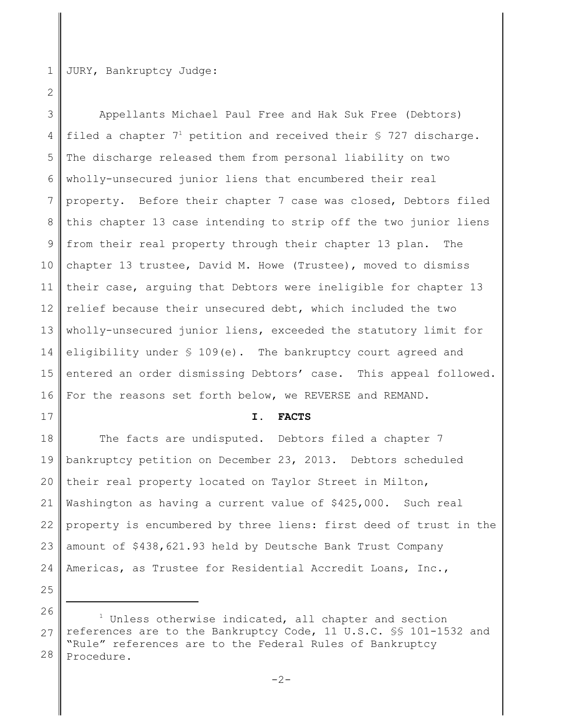JURY, Bankruptcy Judge:

Appellants Michael Paul Free and Hak Suk Free (Debtors) filed a chapter 7[1] petition and received their § 727 discharge. The discharge released them from personal liability on two wholly-unsecured junior liens that encumbered their real property. Before their chapter 7 case was closed, Debtors filed this chapter 13 case intending to strip off the two junior liens from their real property through their chapter 13 plan. The chapter 13 trustee, David M. Howe (Trustee), moved to dismiss their case, arguing that Debtors were ineligible for chapter 13 relief because their unsecured debt, which included the two wholly-unsecured junior liens, exceeded the statutory limit for eligibility under § 109(e). The bankruptcy court agreed and entered an order dismissing Debtors' case. This appeal followed. For the reasons set forth below, we REVERSE and REMAND.

## I. FACTS

The facts are undisputed. Debtors filed a chapter 7 bankruptcy petition on December 23, 2013. Debtors scheduled their real property located on Taylor Street in Milton, Washington as having a current value of $425,000. Such real property is encumbered by three liens: first deed of trust in the amount of $438,621.93 held by Deutsche Bank Trust Company Americas, as Trustee for Residential Accredit Loans, Inc.,

---

[1] Unless otherwise indicated, all chapter and section references are to the Bankruptcy Code, 11 U.S.C. §§ 101-1532 and "Rule" references are to the Federal Rules of Bankruptcy Procedure.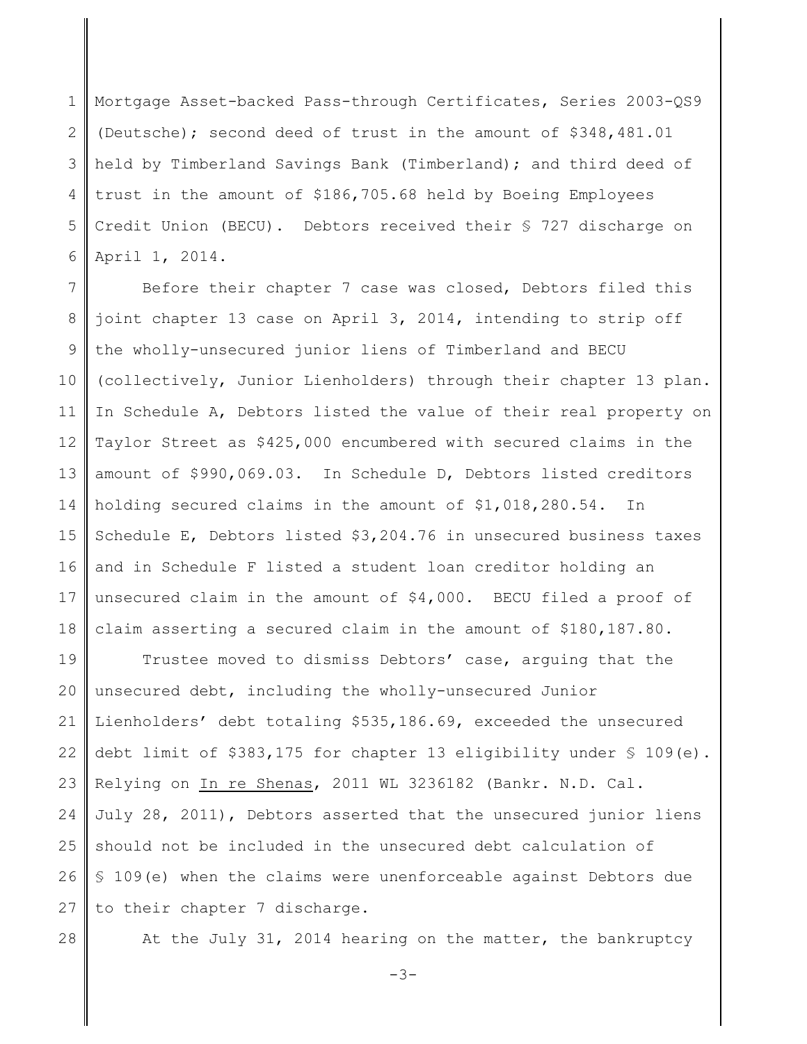Mortgage Asset-backed Pass-through Certificates, Series 2003-QS9 (Deutsche); second deed of trust in the amount of $348,481.01 held by Timberland Savings Bank (Timberland); and third deed of trust in the amount of $186,705.68 held by Boeing Employees Credit Union (BECU). Debtors received their § 727 discharge on April 1, 2014.

Before their chapter 7 case was closed, Debtors filed this joint chapter 13 case on April 3, 2014, intending to strip off the wholly-unsecured junior liens of Timberland and BECU (collectively, Junior Lienholders) through their chapter 13 plan. In Schedule A, Debtors listed the value of their real property on Taylor Street as $425,000 encumbered with secured claims in the amount of $990,069.03. In Schedule D, Debtors listed creditors holding secured claims in the amount of $1,018,280.54. In Schedule E, Debtors listed $3,204.76 in unsecured business taxes and in Schedule F listed a student loan creditor holding an unsecured claim in the amount of $4,000. BECU filed a proof of claim asserting a secured claim in the amount of $180,187.80.

Trustee moved to dismiss Debtors' case, arguing that the unsecured debt, including the wholly-unsecured Junior Lienholders' debt totaling $535,186.69, exceeded the unsecured debt limit of $383,175 for chapter 13 eligibility under § 109(e). Relying on In re Shenas, 2011 WL 3236182 (Bankr. N.D. Cal. July 28, 2011), Debtors asserted that the unsecured junior liens should not be included in the unsecured debt calculation of § 109(e) when the claims were unenforceable against Debtors due to their chapter 7 discharge.

At the July 31, 2014 hearing on the matter, the bankruptcy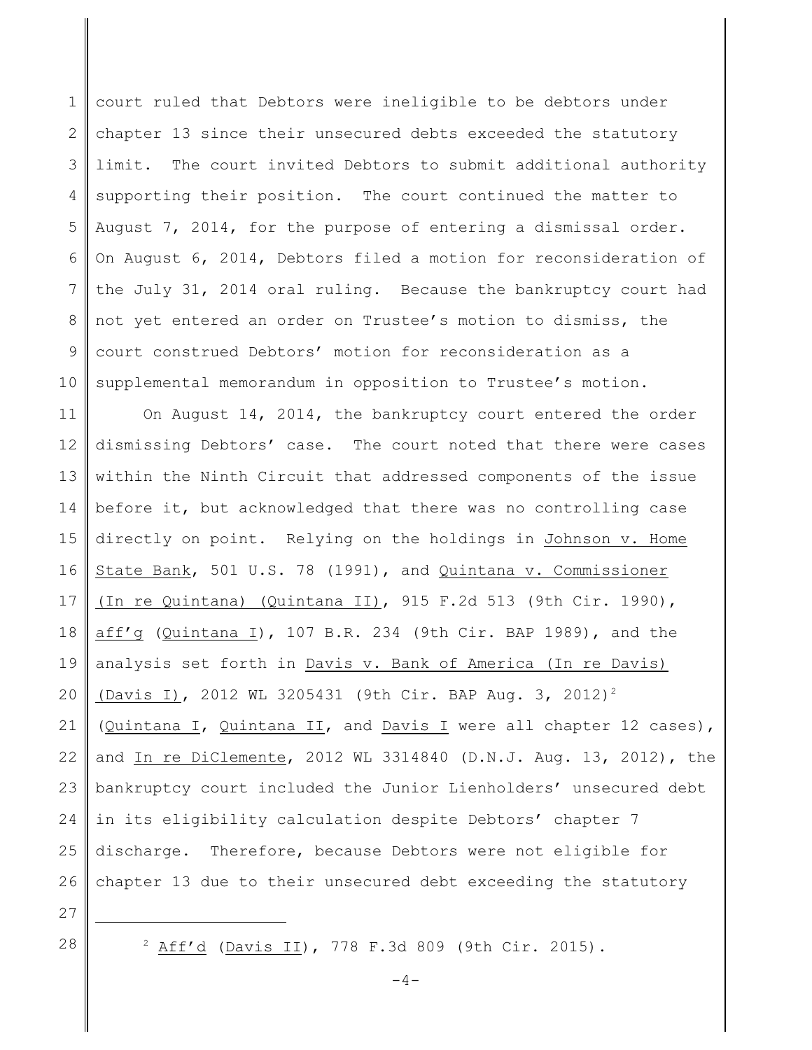court ruled that Debtors were ineligible to be debtors under chapter 13 since their unsecured debts exceeded the statutory limit. The court invited Debtors to submit additional authority supporting their position. The court continued the matter to August 7, 2014, for the purpose of entering a dismissal order. On August 6, 2014, Debtors filed a motion for reconsideration of the July 31, 2014 oral ruling. Because the bankruptcy court had not yet entered an order on Trustee's motion to dismiss, the court construed Debtors' motion for reconsideration as a supplemental memorandum in opposition to Trustee's motion.

On August 14, 2014, the bankruptcy court entered the order dismissing Debtors' case. The court noted that there were cases within the Ninth Circuit that addressed components of the issue before it, but acknowledged that there was no controlling case directly on point. Relying on the holdings in Johnson v. Home State Bank, 501 U.S. 78 (1991), and Quintana v. Commissioner (In re Quintana) (Quintana II), 915 F.2d 513 (9th Cir. 1990), aff'g (Quintana I), 107 B.R. 234 (9th Cir. BAP 1989), and the analysis set forth in Davis v. Bank of America (In re Davis) (Davis I), 2012 WL 3205431 (9th Cir. BAP Aug. 3, 2012)[2] (Quintana I, Quintana II, and Davis I were all chapter 12 cases), and In re DiClemente, 2012 WL 3314840 (D.N.J. Aug. 13, 2012), the bankruptcy court included the Junior Lienholders' unsecured debt in its eligibility calculation despite Debtors' chapter 7 discharge. Therefore, because Debtors were not eligible for chapter 13 due to their unsecured debt exceeding the statutory

[2] Aff'd (Davis II), 778 F.3d 809 (9th Cir. 2015).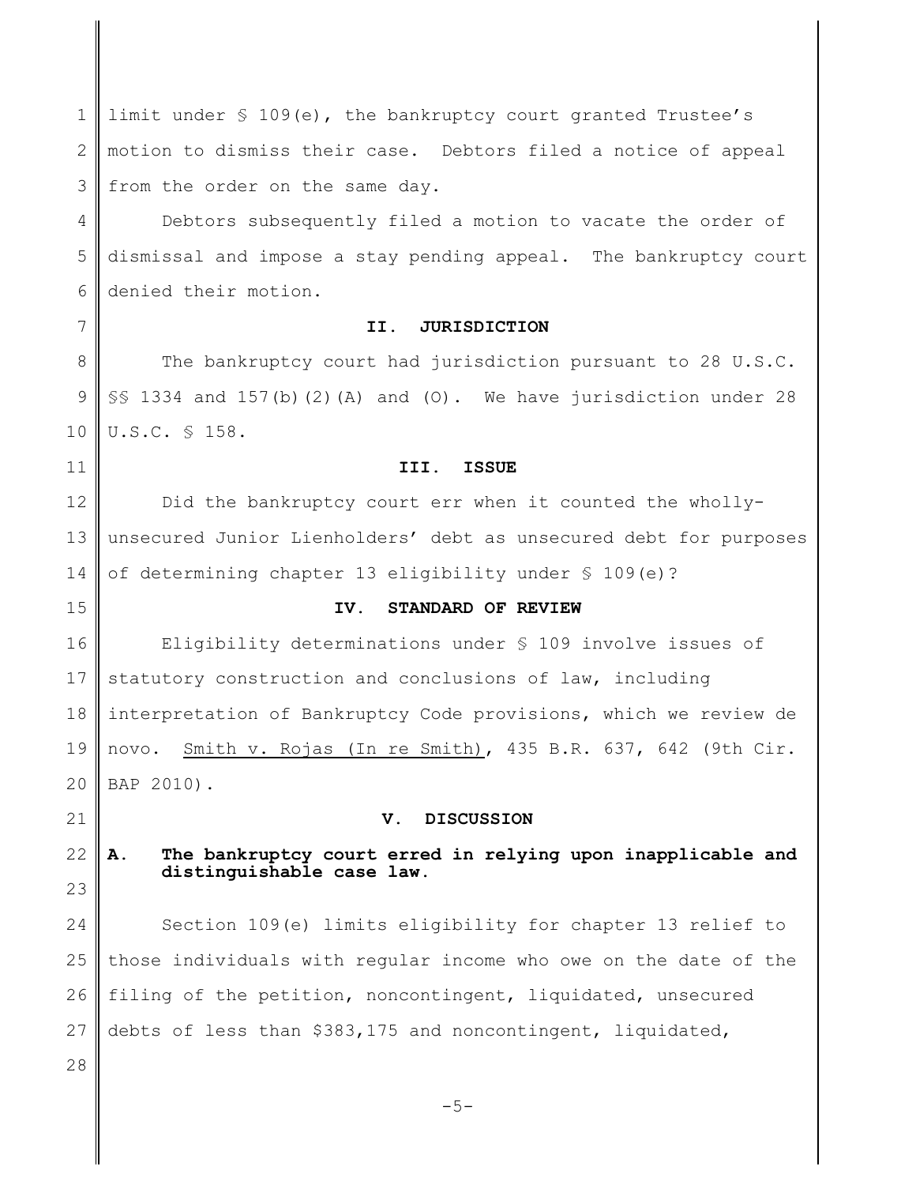limit under § 109(e), the bankruptcy court granted Trustee's motion to dismiss their case. Debtors filed a notice of appeal from the order on the same day.

Debtors subsequently filed a motion to vacate the order of dismissal and impose a stay pending appeal. The bankruptcy court denied their motion.

## II. JURISDICTION

The bankruptcy court had jurisdiction pursuant to 28 U.S.C. §§ 1334 and 157(b)(2)(A) and (O). We have jurisdiction under 28 U.S.C. § 158.

## III. ISSUE

Did the bankruptcy court err when it counted the wholly-unsecured Junior Lienholders' debt as unsecured debt for purposes of determining chapter 13 eligibility under § 109(e)?

## IV. STANDARD OF REVIEW

Eligibility determinations under § 109 involve issues of statutory construction and conclusions of law, including interpretation of Bankruptcy Code provisions, which we review de novo. Smith v. Rojas (In re Smith), 435 B.R. 637, 642 (9th Cir. BAP 2010).

## V. DISCUSSION

### A. The bankruptcy court erred in relying upon inapplicable and distinguishable case law.

Section 109(e) limits eligibility for chapter 13 relief to those individuals with regular income who owe on the date of the filing of the petition, noncontingent, liquidated, unsecured debts of less than $383,175 and noncontingent, liquidated,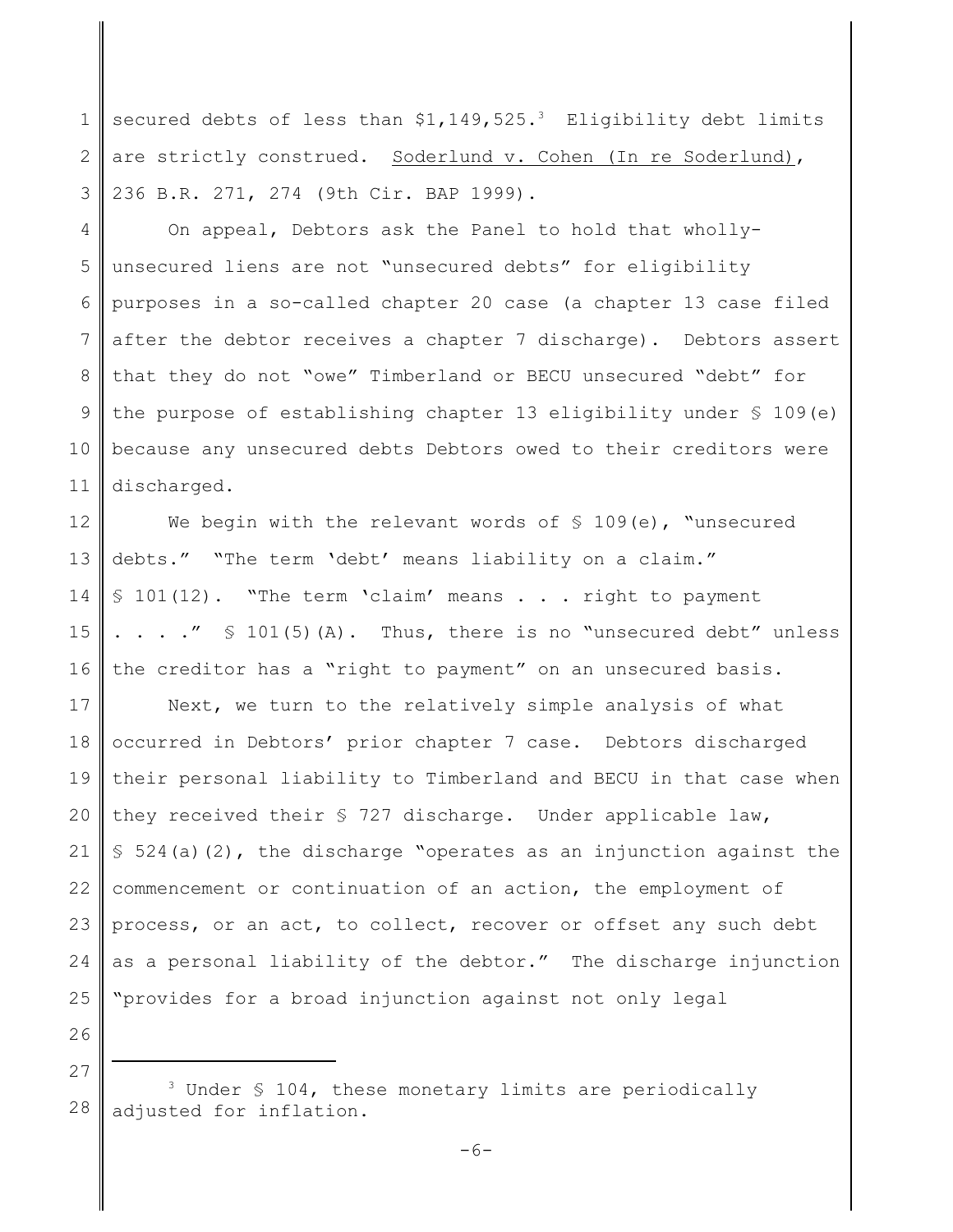secured debts of less than $1,149,525.[3] Eligibility debt limits are strictly construed. Soderlund v. Cohen (In re Soderlund), 236 B.R. 271, 274 (9th Cir. BAP 1999).

On appeal, Debtors ask the Panel to hold that wholly-unsecured liens are not "unsecured debts" for eligibility purposes in a so-called chapter 20 case (a chapter 13 case filed after the debtor receives a chapter 7 discharge). Debtors assert that they do not "owe" Timberland or BECU unsecured "debt" for the purpose of establishing chapter 13 eligibility under § 109(e) because any unsecured debts Debtors owed to their creditors were discharged.

We begin with the relevant words of § 109(e), "unsecured debts." "The term 'debt' means liability on a claim." § 101(12). "The term 'claim' means . . . right to payment . . . ." § 101(5)(A). Thus, there is no "unsecured debt" unless the creditor has a "right to payment" on an unsecured basis.

Next, we turn to the relatively simple analysis of what occurred in Debtors' prior chapter 7 case. Debtors discharged their personal liability to Timberland and BECU in that case when they received their § 727 discharge. Under applicable law, § 524(a)(2), the discharge "operates as an injunction against the commencement or continuation of an action, the employment of process, or an act, to collect, recover or offset any such debt as a personal liability of the debtor." The discharge injunction "provides for a broad injunction against not only legal

---

[3] Under § 104, these monetary limits are periodically adjusted for inflation.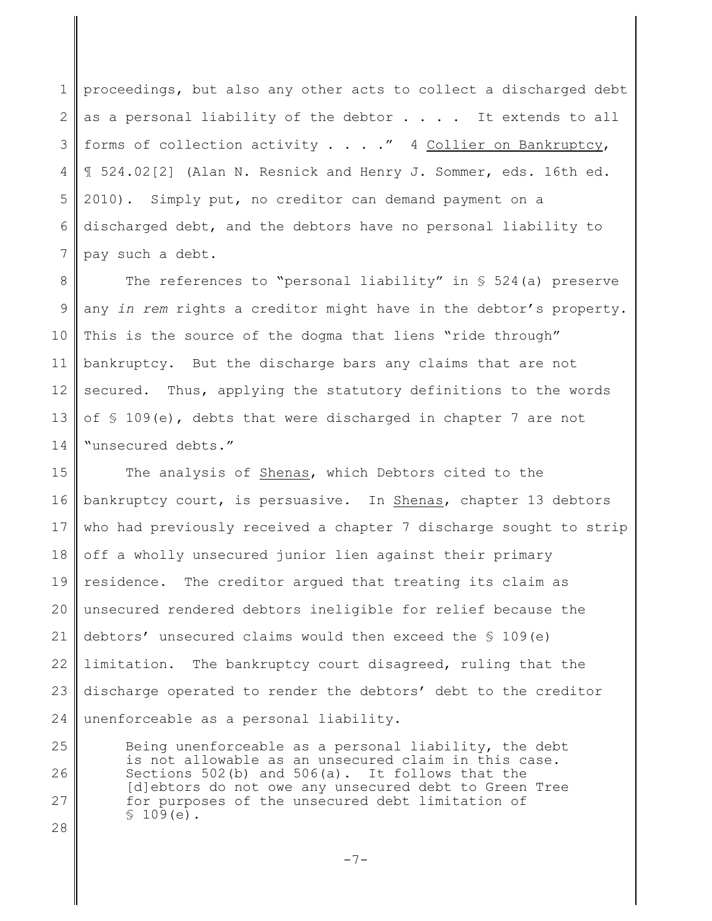proceedings, but also any other acts to collect a discharged debt as a personal liability of the debtor . . . . It extends to all forms of collection activity . . . ." 4 Collier on Bankruptcy, ¶ 524.02[2] (Alan N. Resnick and Henry J. Sommer, eds. 16th ed. 2010). Simply put, no creditor can demand payment on a discharged debt, and the debtors have no personal liability to pay such a debt.

The references to "personal liability" in § 524(a) preserve any *in rem* rights a creditor might have in the debtor's property. This is the source of the dogma that liens "ride through" bankruptcy. But the discharge bars any claims that are not secured. Thus, applying the statutory definitions to the words of § 109(e), debts that were discharged in chapter 7 are not "unsecured debts."

The analysis of Shenas, which Debtors cited to the bankruptcy court, is persuasive. In Shenas, chapter 13 debtors who had previously received a chapter 7 discharge sought to strip off a wholly unsecured junior lien against their primary residence. The creditor argued that treating its claim as unsecured rendered debtors ineligible for relief because the debtors' unsecured claims would then exceed the § 109(e) limitation. The bankruptcy court disagreed, ruling that the discharge operated to render the debtors' debt to the creditor unenforceable as a personal liability.

> Being unenforceable as a personal liability, the debt is not allowable as an unsecured claim in this case. Sections 502(b) and 506(a). It follows that the [d]ebtors do not owe any unsecured debt to Green Tree for purposes of the unsecured debt limitation of § 109(e).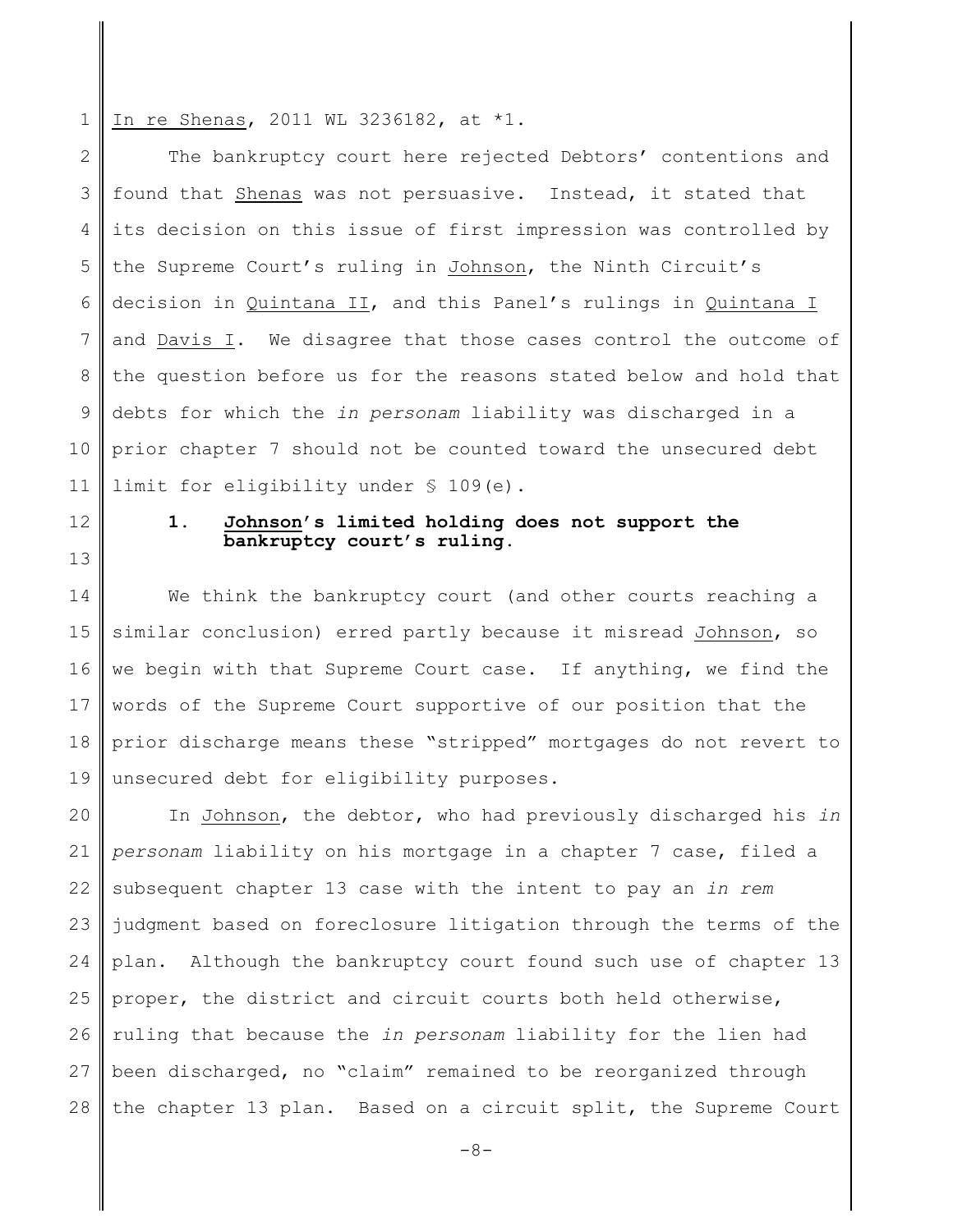In re Shenas, 2011 WL 3236182, at *1.

The bankruptcy court here rejected Debtors' contentions and found that Shenas was not persuasive. Instead, it stated that its decision on this issue of first impression was controlled by the Supreme Court's ruling in Johnson, the Ninth Circuit's decision in Quintana II, and this Panel's rulings in Quintana I and Davis I. We disagree that those cases control the outcome of the question before us for the reasons stated below and hold that debts for which the *in personam* liability was discharged in a prior chapter 7 should not be counted toward the unsecured debt limit for eligibility under § 109(e).

**1. Johnson's limited holding does not support the bankruptcy court's ruling.**

We think the bankruptcy court (and other courts reaching a similar conclusion) erred partly because it misread Johnson, so we begin with that Supreme Court case. If anything, we find the words of the Supreme Court supportive of our position that the prior discharge means these "stripped" mortgages do not revert to unsecured debt for eligibility purposes.

In Johnson, the debtor, who had previously discharged his *in personam* liability on his mortgage in a chapter 7 case, filed a subsequent chapter 13 case with the intent to pay an *in rem* judgment based on foreclosure litigation through the terms of the plan. Although the bankruptcy court found such use of chapter 13 proper, the district and circuit courts both held otherwise, ruling that because the *in personam* liability for the lien had been discharged, no "claim" remained to be reorganized through the chapter 13 plan. Based on a circuit split, the Supreme Court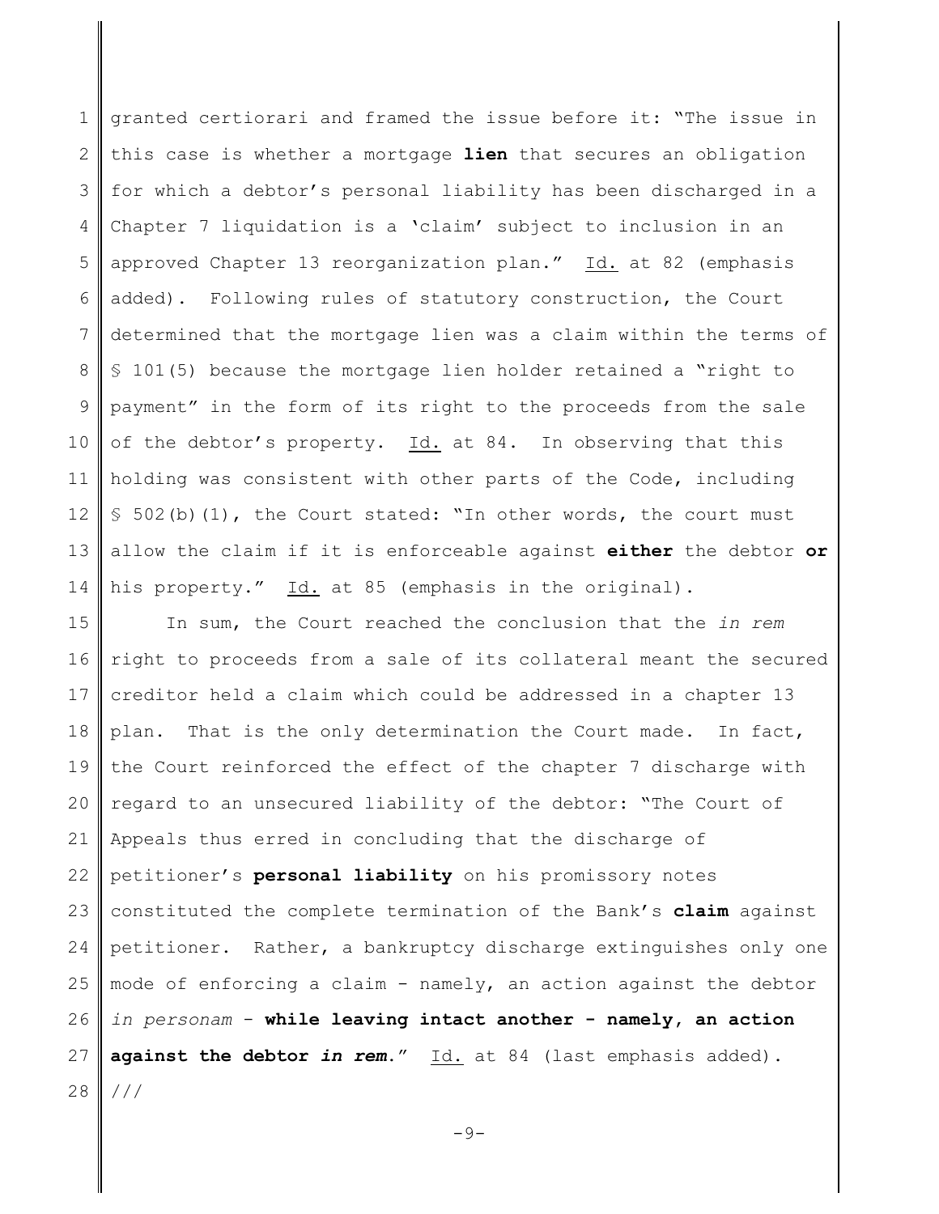granted certiorari and framed the issue before it: "The issue in this case is whether a mortgage **lien** that secures an obligation for which a debtor's personal liability has been discharged in a Chapter 7 liquidation is a 'claim' subject to inclusion in an approved Chapter 13 reorganization plan." Id. at 82 (emphasis added). Following rules of statutory construction, the Court determined that the mortgage lien was a claim within the terms of § 101(5) because the mortgage lien holder retained a "right to payment" in the form of its right to the proceeds from the sale of the debtor's property. Id. at 84. In observing that this holding was consistent with other parts of the Code, including § 502(b)(1), the Court stated: "In other words, the court must allow the claim if it is enforceable against **either** the debtor **or** his property." Id. at 85 (emphasis in the original).

In sum, the Court reached the conclusion that the *in rem* right to proceeds from a sale of its collateral meant the secured creditor held a claim which could be addressed in a chapter 13 plan. That is the only determination the Court made. In fact, the Court reinforced the effect of the chapter 7 discharge with regard to an unsecured liability of the debtor: "The Court of Appeals thus erred in concluding that the discharge of petitioner's **personal liability** on his promissory notes constituted the complete termination of the Bank's **claim** against petitioner. Rather, a bankruptcy discharge extinguishes only one mode of enforcing a claim - namely, an action against the debtor *in personam* - **while leaving intact another - namely, an action against the debtor *in rem*.**" Id. at 84 (last emphasis added).

///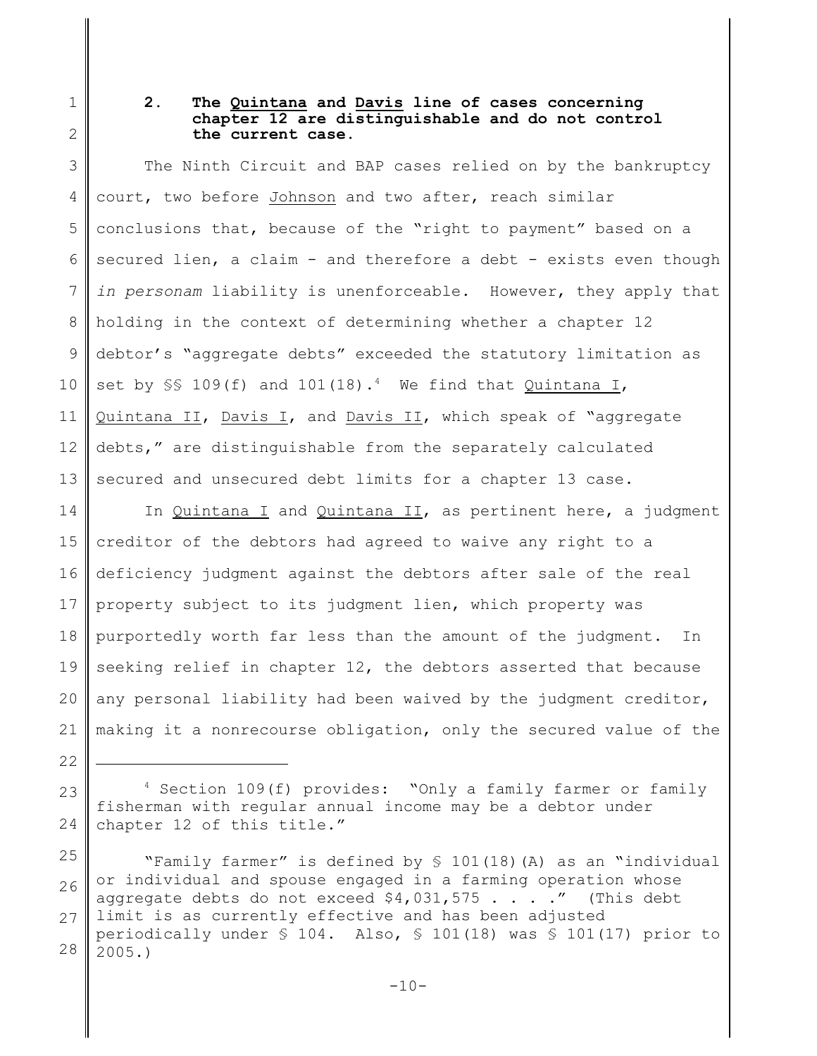**2. The <u>Quintana</u> and <u>Davis</u> line of cases concerning chapter 12 are distinguishable and do not control the current case.**

The Ninth Circuit and BAP cases relied on by the bankruptcy court, two before <u>Johnson</u> and two after, reach similar conclusions that, because of the "right to payment" based on a secured lien, a claim - and therefore a debt - exists even though *in personam* liability is unenforceable. However, they apply that holding in the context of determining whether a chapter 12 debtor's "aggregate debts" exceeded the statutory limitation as set by §§ 109(f) and 101(18).[4] We find that <u>Quintana I</u>, <u>Quintana II</u>, <u>Davis I</u>, and <u>Davis II</u>, which speak of "aggregate debts," are distinguishable from the separately calculated secured and unsecured debt limits for a chapter 13 case.

In <u>Quintana I</u> and <u>Quintana II</u>, as pertinent here, a judgment creditor of the debtors had agreed to waive any right to a deficiency judgment against the debtors after sale of the real property subject to its judgment lien, which property was purportedly worth far less than the amount of the judgment. In seeking relief in chapter 12, the debtors asserted that because any personal liability had been waived by the judgment creditor, making it a nonrecourse obligation, only the secured value of the

---

[4] Section 109(f) provides: "Only a family farmer or family fisherman with regular annual income may be a debtor under chapter 12 of this title."

"Family farmer" is defined by § 101(18)(A) as an "individual or individual and spouse engaged in a farming operation whose aggregate debts do not exceed $4,031,575 . . . ." (This debt limit is as currently effective and has been adjusted periodically under § 104. Also, § 101(18) was § 101(17) prior to 2005.)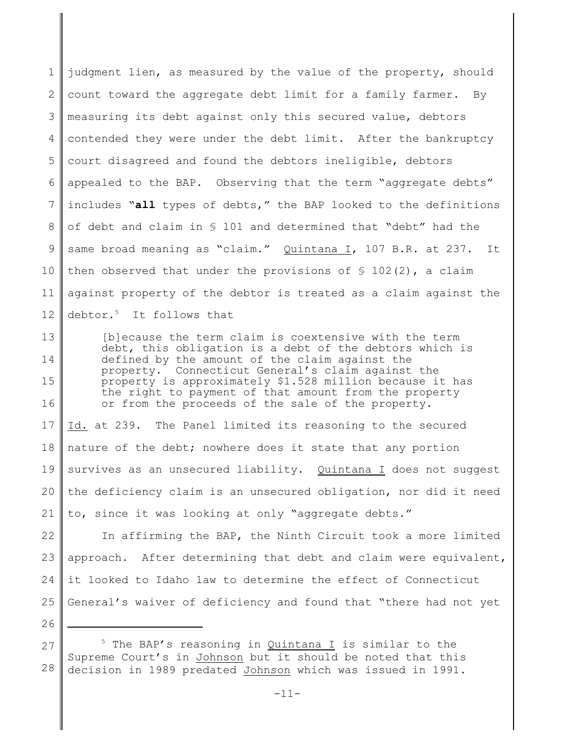judgment lien, as measured by the value of the property, should count toward the aggregate debt limit for a family farmer. By measuring its debt against only this secured value, debtors contended they were under the debt limit. After the bankruptcy court disagreed and found the debtors ineligible, debtors appealed to the BAP. Observing that the term "aggregate debts" includes "**all** types of debts," the BAP looked to the definitions of debt and claim in § 101 and determined that "debt" had the same broad meaning as "claim." Quintana I, 107 B.R. at 237. It then observed that under the provisions of § 102(2), a claim against property of the debtor is treated as a claim against the debtor.[5] It follows that

> [b]ecause the term claim is coextensive with the term debt, this obligation is a debt of the debtors which is defined by the amount of the claim against the property. Connecticut General's claim against the property is approximately $1.528 million because it has the right to payment of that amount from the property or from the proceeds of the sale of the property.

Id. at 239. The Panel limited its reasoning to the secured nature of the debt; nowhere does it state that any portion survives as an unsecured liability. Quintana I does not suggest the deficiency claim is an unsecured obligation, nor did it need to, since it was looking at only "aggregate debts."

In affirming the BAP, the Ninth Circuit took a more limited approach. After determining that debt and claim were equivalent, it looked to Idaho law to determine the effect of Connecticut General's waiver of deficiency and found that "there had not yet

---

[5] The BAP's reasoning in Quintana I is similar to the Supreme Court's in Johnson but it should be noted that this decision in 1989 predated Johnson which was issued in 1991.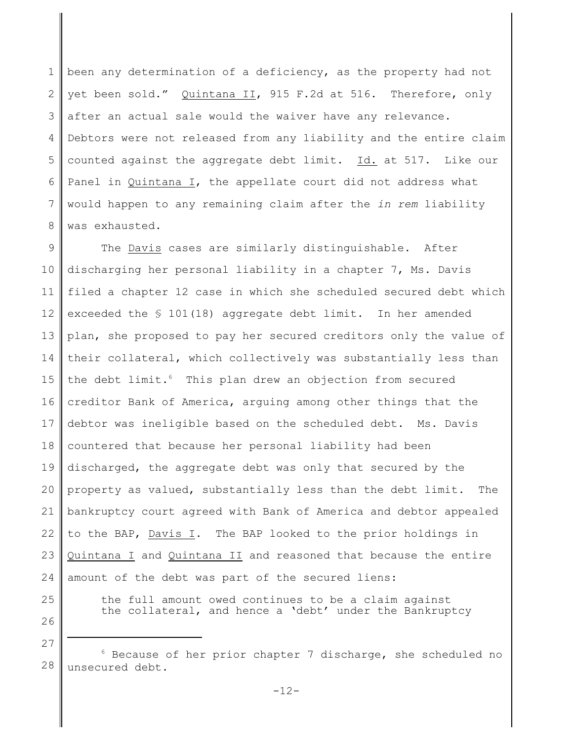been any determination of a deficiency, as the property had not yet been sold." Quintana II, 915 F.2d at 516. Therefore, only after an actual sale would the waiver have any relevance. Debtors were not released from any liability and the entire claim counted against the aggregate debt limit. Id. at 517. Like our Panel in Quintana I, the appellate court did not address what would happen to any remaining claim after the *in rem* liability was exhausted.

The Davis cases are similarly distinguishable. After discharging her personal liability in a chapter 7, Ms. Davis filed a chapter 12 case in which she scheduled secured debt which exceeded the § 101(18) aggregate debt limit. In her amended plan, she proposed to pay her secured creditors only the value of their collateral, which collectively was substantially less than the debt limit.[6] This plan drew an objection from secured creditor Bank of America, arguing among other things that the debtor was ineligible based on the scheduled debt. Ms. Davis countered that because her personal liability had been discharged, the aggregate debt was only that secured by the property as valued, substantially less than the debt limit. The bankruptcy court agreed with Bank of America and debtor appealed to the BAP, Davis I. The BAP looked to the prior holdings in Quintana I and Quintana II and reasoned that because the entire amount of the debt was part of the secured liens:

> the full amount owed continues to be a claim against the collateral, and hence a 'debt' under the Bankruptcy

---

[6] Because of her prior chapter 7 discharge, she scheduled no unsecured debt.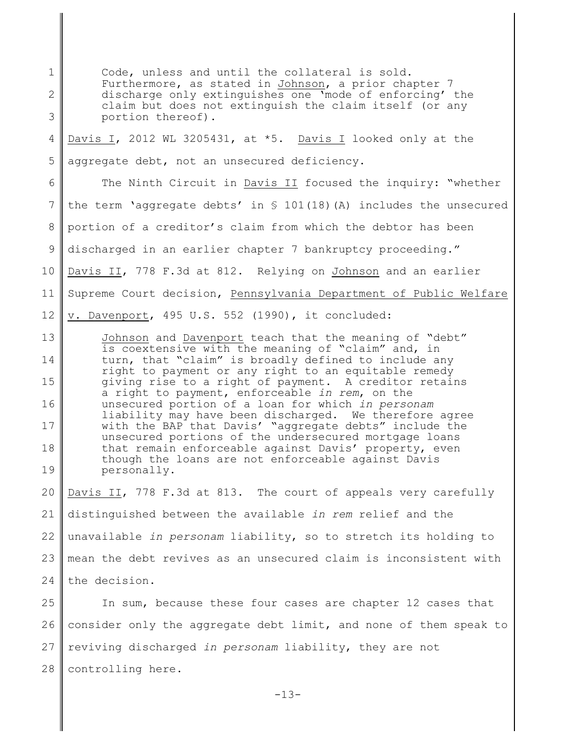> Code, unless and until the collateral is sold. Furthermore, as stated in Johnson, a prior chapter 7 discharge only extinguishes one 'mode of enforcing' the claim but does not extinguish the claim itself (or any portion thereof).

Davis I, 2012 WL 3205431, at *5. Davis I looked only at the aggregate debt, not an unsecured deficiency.

The Ninth Circuit in Davis II focused the inquiry: "whether the term 'aggregate debts' in § 101(18)(A) includes the unsecured portion of a creditor's claim from which the debtor has been discharged in an earlier chapter 7 bankruptcy proceeding." Davis II, 778 F.3d at 812. Relying on Johnson and an earlier Supreme Court decision, Pennsylvania Department of Public Welfare v. Davenport, 495 U.S. 552 (1990), it concluded:

> Johnson and Davenport teach that the meaning of "debt" is coextensive with the meaning of "claim" and, in turn, that "claim" is broadly defined to include any right to payment or any right to an equitable remedy giving rise to a right of payment. A creditor retains a right to payment, enforceable *in rem*, on the unsecured portion of a loan for which *in personam* liability may have been discharged. We therefore agree with the BAP that Davis' "aggregate debts" include the unsecured portions of the undersecured mortgage loans that remain enforceable against Davis' property, even though the loans are not enforceable against Davis personally.

Davis II, 778 F.3d at 813. The court of appeals very carefully distinguished between the available *in rem* relief and the unavailable *in personam* liability, so to stretch its holding to mean the debt revives as an unsecured claim is inconsistent with the decision.

In sum, because these four cases are chapter 12 cases that consider only the aggregate debt limit, and none of them speak to reviving discharged *in personam* liability, they are not controlling here.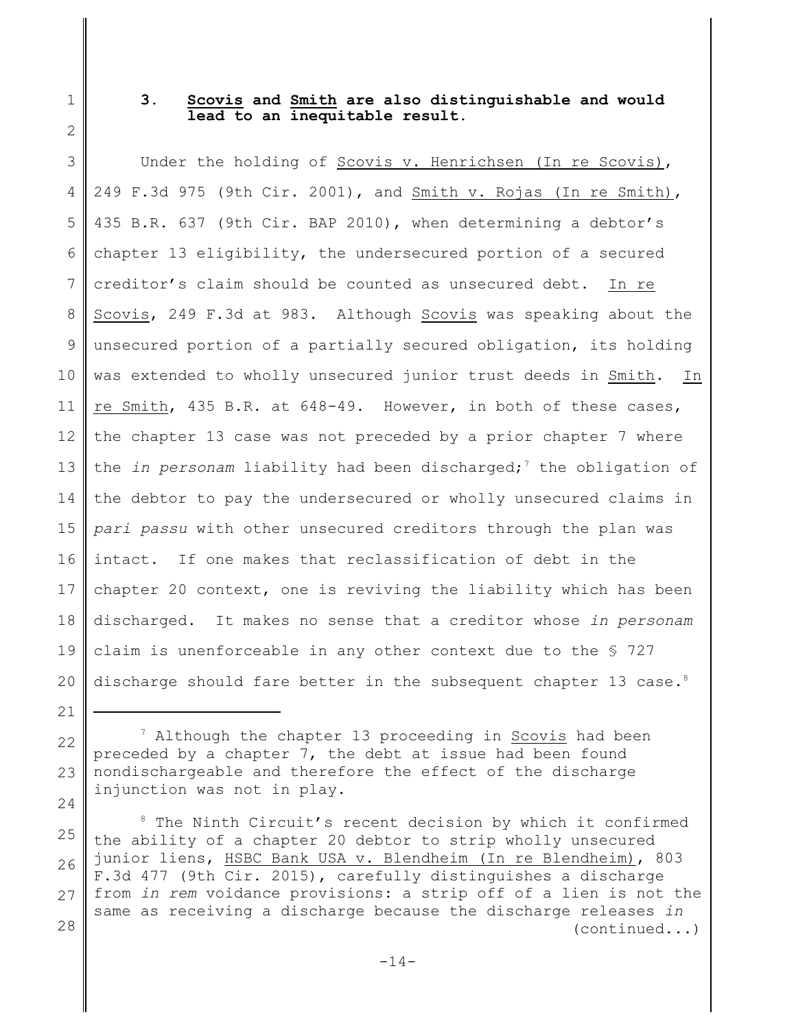### 3. Scovis and Smith are also distinguishable and would lead to an inequitable result.

Under the holding of Scovis v. Henrichsen (In re Scovis), 249 F.3d 975 (9th Cir. 2001), and Smith v. Rojas (In re Smith), 435 B.R. 637 (9th Cir. BAP 2010), when determining a debtor's chapter 13 eligibility, the undersecured portion of a secured creditor's claim should be counted as unsecured debt. In re Scovis, 249 F.3d at 983. Although Scovis was speaking about the unsecured portion of a partially secured obligation, its holding was extended to wholly unsecured junior trust deeds in Smith. In re Smith, 435 B.R. at 648-49. However, in both of these cases, the chapter 13 case was not preceded by a prior chapter 7 where the *in personam* liability had been discharged;[7] the obligation of the debtor to pay the undersecured or wholly unsecured claims in *pari passu* with other unsecured creditors through the plan was intact. If one makes that reclassification of debt in the chapter 20 context, one is reviving the liability which has been discharged. It makes no sense that a creditor whose *in personam* claim is unenforceable in any other context due to the § 727 discharge should fare better in the subsequent chapter 13 case.[8]

---

[7] Although the chapter 13 proceeding in Scovis had been preceded by a chapter 7, the debt at issue had been found nondischargeable and therefore the effect of the discharge injunction was not in play.

[8] The Ninth Circuit's recent decision by which it confirmed the ability of a chapter 20 debtor to strip wholly unsecured junior liens, HSBC Bank USA v. Blendheim (In re Blendheim), 803 F.3d 477 (9th Cir. 2015), carefully distinguishes a discharge from *in rem* voidance provisions: a strip off of a lien is not the same as receiving a discharge because the discharge releases *in* (continued...)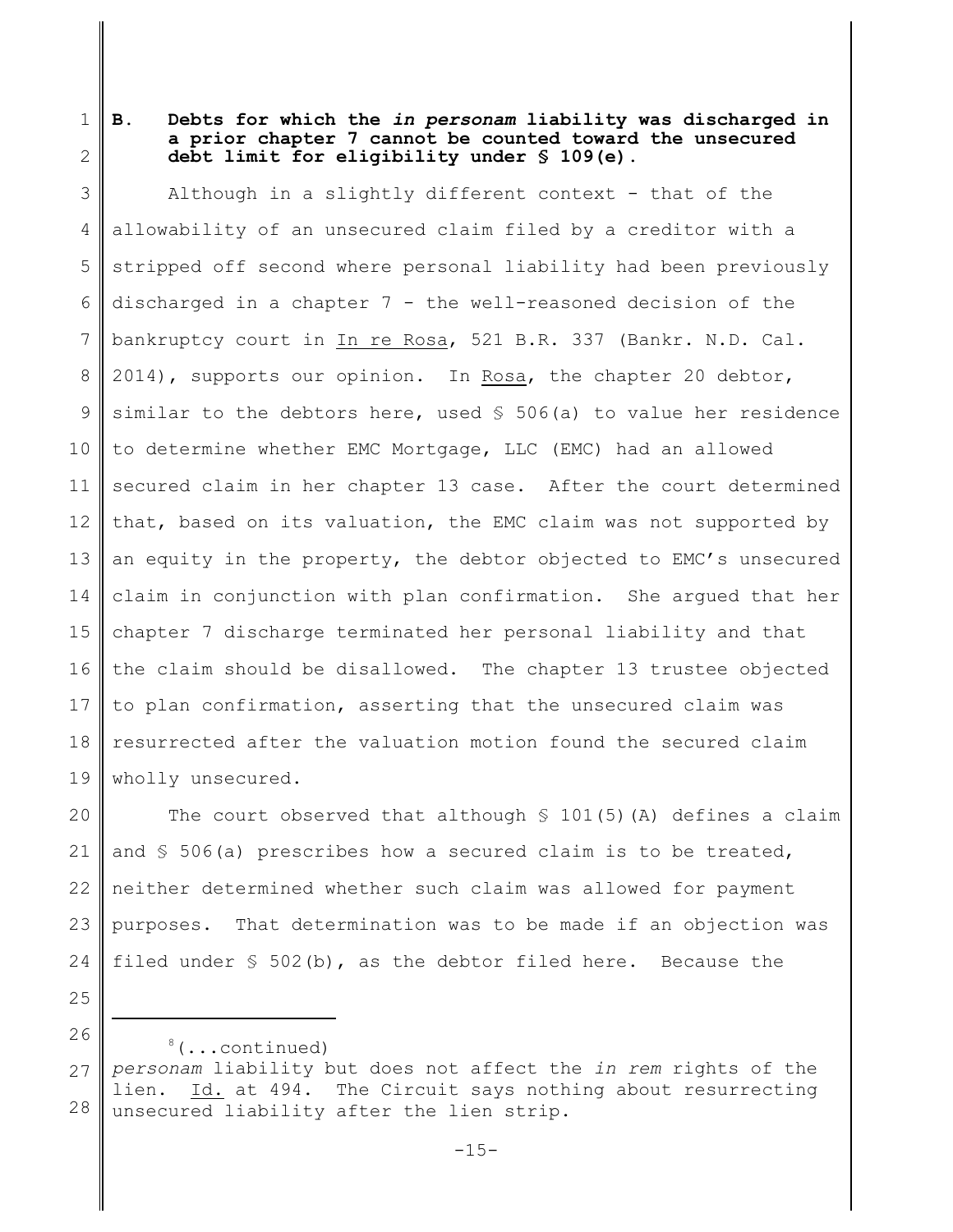### B. Debts for which the *in personam* liability was discharged in a prior chapter 7 cannot be counted toward the unsecured debt limit for eligibility under § 109(e).

Although in a slightly different context - that of the allowability of an unsecured claim filed by a creditor with a stripped off second where personal liability had been previously discharged in a chapter 7 - the well-reasoned decision of the bankruptcy court in In re Rosa, 521 B.R. 337 (Bankr. N.D. Cal. 2014), supports our opinion. In Rosa, the chapter 20 debtor, similar to the debtors here, used § 506(a) to value her residence to determine whether EMC Mortgage, LLC (EMC) had an allowed secured claim in her chapter 13 case. After the court determined that, based on its valuation, the EMC claim was not supported by an equity in the property, the debtor objected to EMC's unsecured claim in conjunction with plan confirmation. She argued that her chapter 7 discharge terminated her personal liability and that the claim should be disallowed. The chapter 13 trustee objected to plan confirmation, asserting that the unsecured claim was resurrected after the valuation motion found the secured claim wholly unsecured.

The court observed that although § 101(5)(A) defines a claim and § 506(a) prescribes how a secured claim is to be treated, neither determined whether such claim was allowed for payment purposes. That determination was to be made if an objection was filed under § 502(b), as the debtor filed here. Because the

---

[8](...continued) *personam* liability but does not affect the *in rem* rights of the lien. Id. at 494. The Circuit says nothing about resurrecting unsecured liability after the lien strip.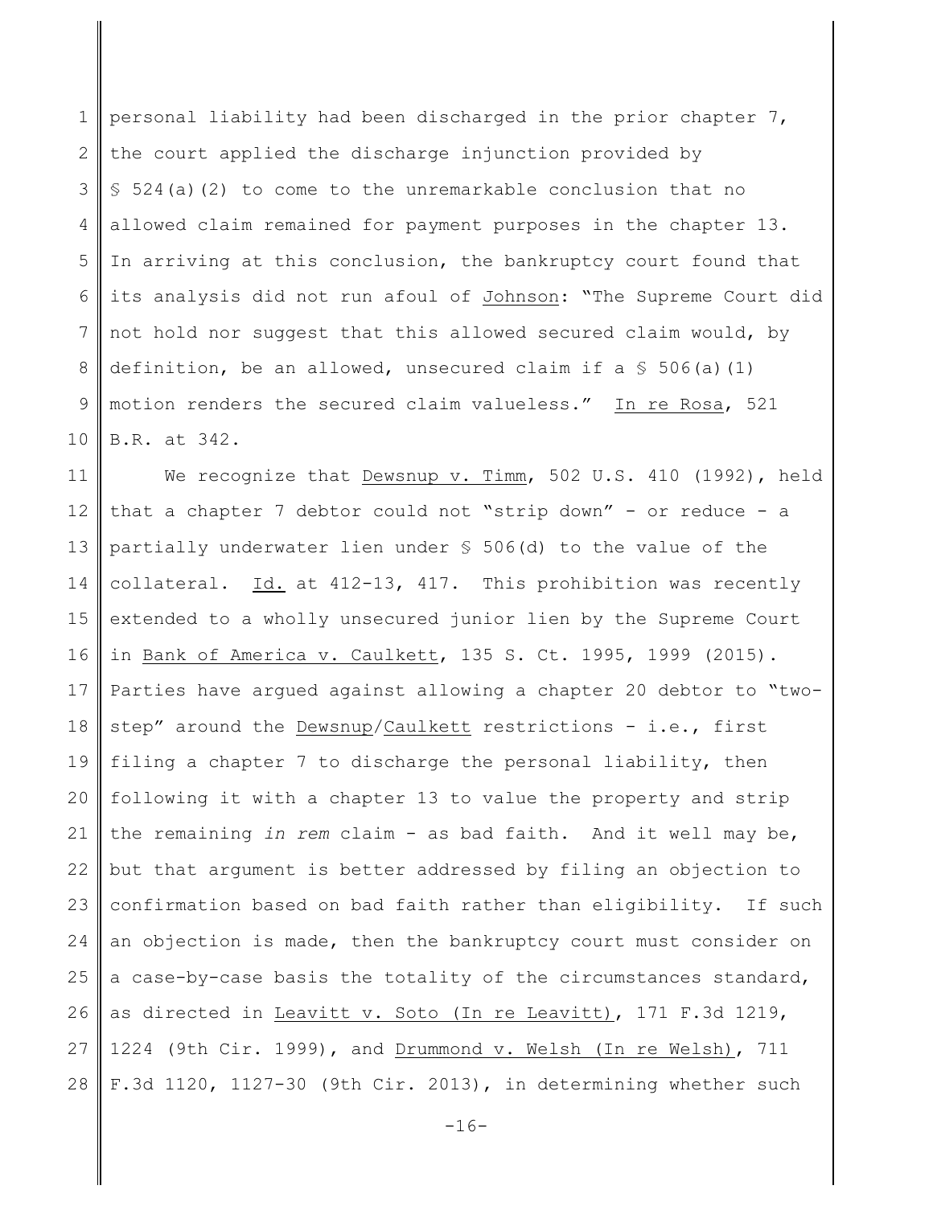personal liability had been discharged in the prior chapter 7, the court applied the discharge injunction provided by § 524(a)(2) to come to the unremarkable conclusion that no allowed claim remained for payment purposes in the chapter 13. In arriving at this conclusion, the bankruptcy court found that its analysis did not run afoul of Johnson: "The Supreme Court did not hold nor suggest that this allowed secured claim would, by definition, be an allowed, unsecured claim if a § 506(a)(1) motion renders the secured claim valueless." In re Rosa, 521 B.R. at 342.

We recognize that Dewsnup v. Timm, 502 U.S. 410 (1992), held that a chapter 7 debtor could not "strip down" - or reduce - a partially underwater lien under § 506(d) to the value of the collateral. Id. at 412-13, 417. This prohibition was recently extended to a wholly unsecured junior lien by the Supreme Court in Bank of America v. Caulkett, 135 S. Ct. 1995, 1999 (2015). Parties have argued against allowing a chapter 20 debtor to "two-step" around the Dewsnup/Caulkett restrictions - i.e., first filing a chapter 7 to discharge the personal liability, then following it with a chapter 13 to value the property and strip the remaining *in rem* claim - as bad faith. And it well may be, but that argument is better addressed by filing an objection to confirmation based on bad faith rather than eligibility. If such an objection is made, then the bankruptcy court must consider on a case-by-case basis the totality of the circumstances standard, as directed in Leavitt v. Soto (In re Leavitt), 171 F.3d 1219, 1224 (9th Cir. 1999), and Drummond v. Welsh (In re Welsh), 711 F.3d 1120, 1127-30 (9th Cir. 2013), in determining whether such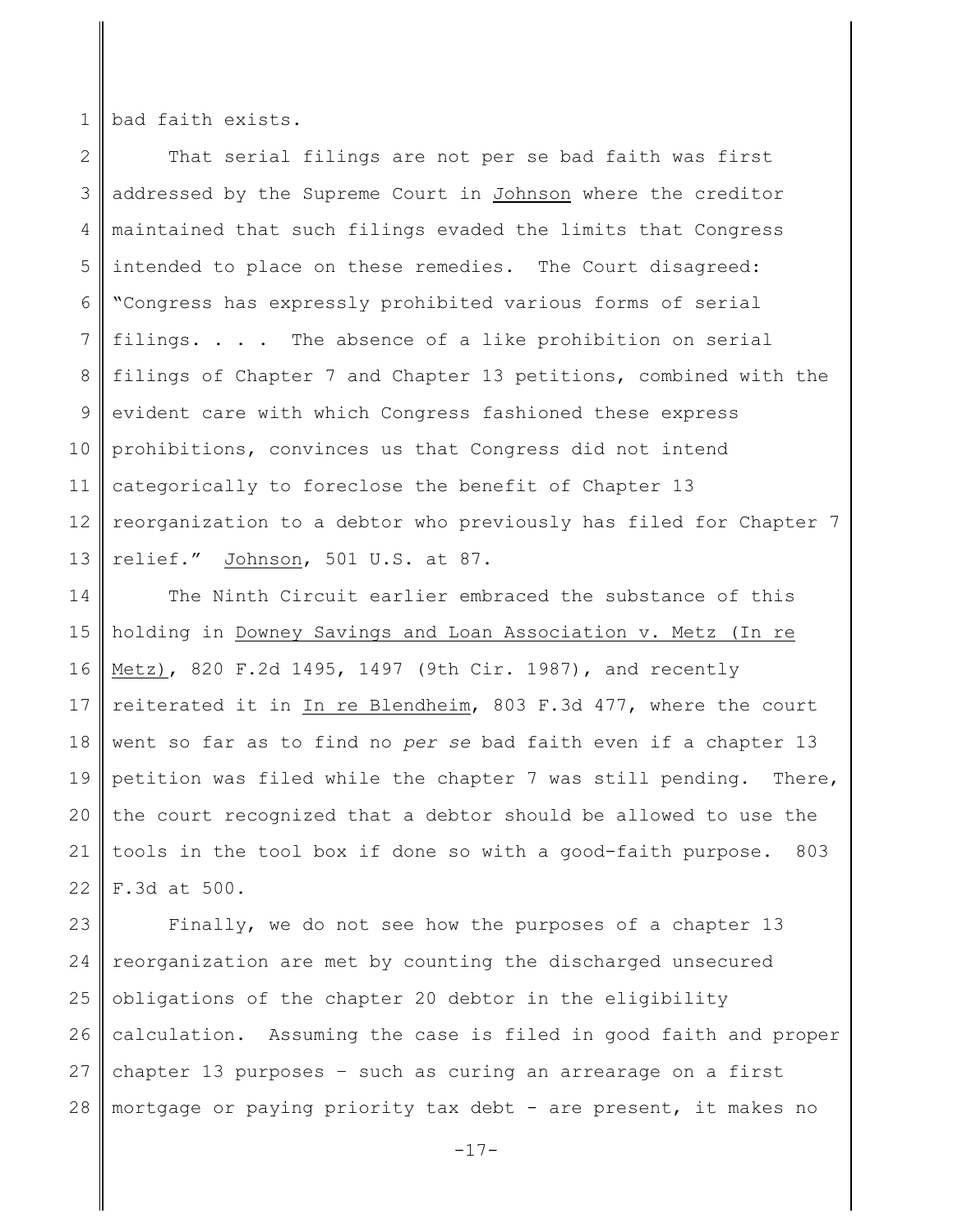bad faith exists.

That serial filings are not per se bad faith was first addressed by the Supreme Court in Johnson where the creditor maintained that such filings evaded the limits that Congress intended to place on these remedies. The Court disagreed: "Congress has expressly prohibited various forms of serial filings. . . . The absence of a like prohibition on serial filings of Chapter 7 and Chapter 13 petitions, combined with the evident care with which Congress fashioned these express prohibitions, convinces us that Congress did not intend categorically to foreclose the benefit of Chapter 13 reorganization to a debtor who previously has filed for Chapter 7 relief." Johnson, 501 U.S. at 87.

The Ninth Circuit earlier embraced the substance of this holding in Downey Savings and Loan Association v. Metz (In re Metz), 820 F.2d 1495, 1497 (9th Cir. 1987), and recently reiterated it in In re Blendheim, 803 F.3d 477, where the court went so far as to find no *per se* bad faith even if a chapter 13 petition was filed while the chapter 7 was still pending. There, the court recognized that a debtor should be allowed to use the tools in the tool box if done so with a good-faith purpose. 803 F.3d at 500.

Finally, we do not see how the purposes of a chapter 13 reorganization are met by counting the discharged unsecured obligations of the chapter 20 debtor in the eligibility calculation. Assuming the case is filed in good faith and proper chapter 13 purposes – such as curing an arrearage on a first mortgage or paying priority tax debt - are present, it makes no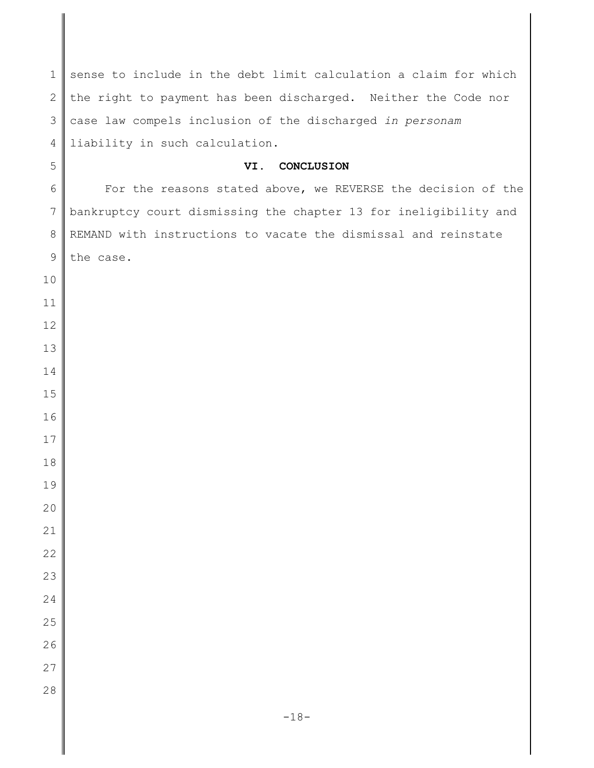sense to include in the debt limit calculation a claim for which the right to payment has been discharged. Neither the Code nor case law compels inclusion of the discharged *in personam* liability in such calculation.

## VI. CONCLUSION

For the reasons stated above, we REVERSE the decision of the bankruptcy court dismissing the chapter 13 for ineligibility and REMAND with instructions to vacate the dismissal and reinstate the case.